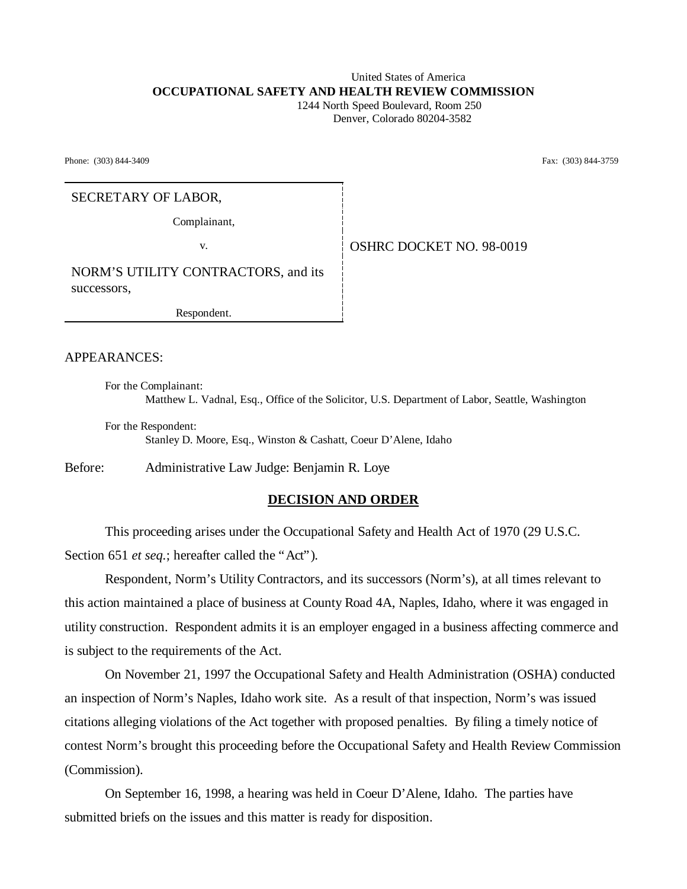United States of America
**OCCUPATIONAL SAFETY AND HEALTH REVIEW COMMISSION**
1244 North Speed Boulevard, Room 250
Denver, Colorado 80204-3582

Phone: (303) 844-3409 Fax: (303) 844-3759

| | |
|---|---|
| SECRETARY OF LABOR,<br><br>Complainant,<br><br>v.<br><br>NORM'S UTILITY CONTRACTORS, and its successors,<br><br>Respondent. | OSHRC DOCKET NO. 98-0019 |

APPEARANCES:

For the Complainant:
Matthew L. Vadnal, Esq., Office of the Solicitor, U.S. Department of Labor, Seattle, Washington

For the Respondent:
Stanley D. Moore, Esq., Winston & Cashatt, Coeur D'Alene, Idaho

Before: Administrative Law Judge: Benjamin R. Loye

## DECISION AND ORDER

This proceeding arises under the Occupational Safety and Health Act of 1970 (29 U.S.C. Section 651 *et seq.*; hereafter called the "Act").

Respondent, Norm's Utility Contractors, and its successors (Norm's), at all times relevant to this action maintained a place of business at County Road 4A, Naples, Idaho, where it was engaged in utility construction. Respondent admits it is an employer engaged in a business affecting commerce and is subject to the requirements of the Act.

On November 21, 1997 the Occupational Safety and Health Administration (OSHA) conducted an inspection of Norm's Naples, Idaho work site. As a result of that inspection, Norm's was issued citations alleging violations of the Act together with proposed penalties. By filing a timely notice of contest Norm's brought this proceeding before the Occupational Safety and Health Review Commission (Commission).

On September 16, 1998, a hearing was held in Coeur D'Alene, Idaho. The parties have submitted briefs on the issues and this matter is ready for disposition.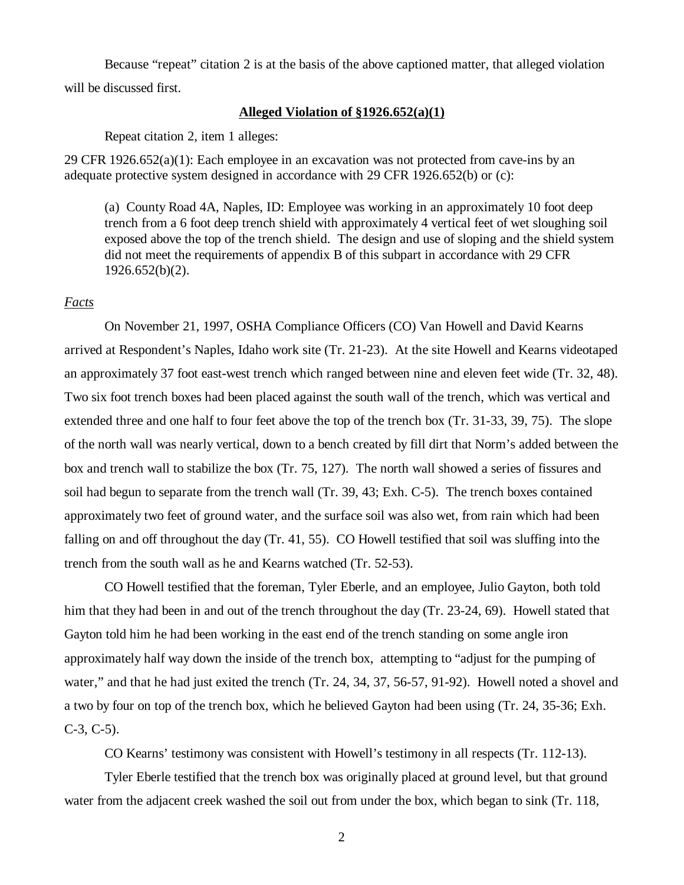Because "repeat" citation 2 is at the basis of the above captioned matter, that alleged violation will be discussed first.

**Alleged Violation of §1926.652(a)(1)**

Repeat citation 2, item 1 alleges:

29 CFR 1926.652(a)(1): Each employee in an excavation was not protected from cave-ins by an adequate protective system designed in accordance with 29 CFR 1926.652(b) or (c):

> (a) County Road 4A, Naples, ID: Employee was working in an approximately 10 foot deep trench from a 6 foot deep trench shield with approximately 4 vertical feet of wet sloughing soil exposed above the top of the trench shield. The design and use of sloping and the shield system did not meet the requirements of appendix B of this subpart in accordance with 29 CFR 1926.652(b)(2).

*Facts*

On November 21, 1997, OSHA Compliance Officers (CO) Van Howell and David Kearns arrived at Respondent's Naples, Idaho work site (Tr. 21-23). At the site Howell and Kearns videotaped an approximately 37 foot east-west trench which ranged between nine and eleven feet wide (Tr. 32, 48). Two six foot trench boxes had been placed against the south wall of the trench, which was vertical and extended three and one half to four feet above the top of the trench box (Tr. 31-33, 39, 75). The slope of the north wall was nearly vertical, down to a bench created by fill dirt that Norm's added between the box and trench wall to stabilize the box (Tr. 75, 127). The north wall showed a series of fissures and soil had begun to separate from the trench wall (Tr. 39, 43; Exh. C-5). The trench boxes contained approximately two feet of ground water, and the surface soil was also wet, from rain which had been falling on and off throughout the day (Tr. 41, 55). CO Howell testified that soil was sluffing into the trench from the south wall as he and Kearns watched (Tr. 52-53).

CO Howell testified that the foreman, Tyler Eberle, and an employee, Julio Gayton, both told him that they had been in and out of the trench throughout the day (Tr. 23-24, 69). Howell stated that Gayton told him he had been working in the east end of the trench standing on some angle iron approximately half way down the inside of the trench box, attempting to "adjust for the pumping of water," and that he had just exited the trench (Tr. 24, 34, 37, 56-57, 91-92). Howell noted a shovel and a two by four on top of the trench box, which he believed Gayton had been using (Tr. 24, 35-36; Exh. C-3, C-5).

CO Kearns' testimony was consistent with Howell's testimony in all respects (Tr. 112-13).

Tyler Eberle testified that the trench box was originally placed at ground level, but that ground water from the adjacent creek washed the soil out from under the box, which began to sink (Tr. 118,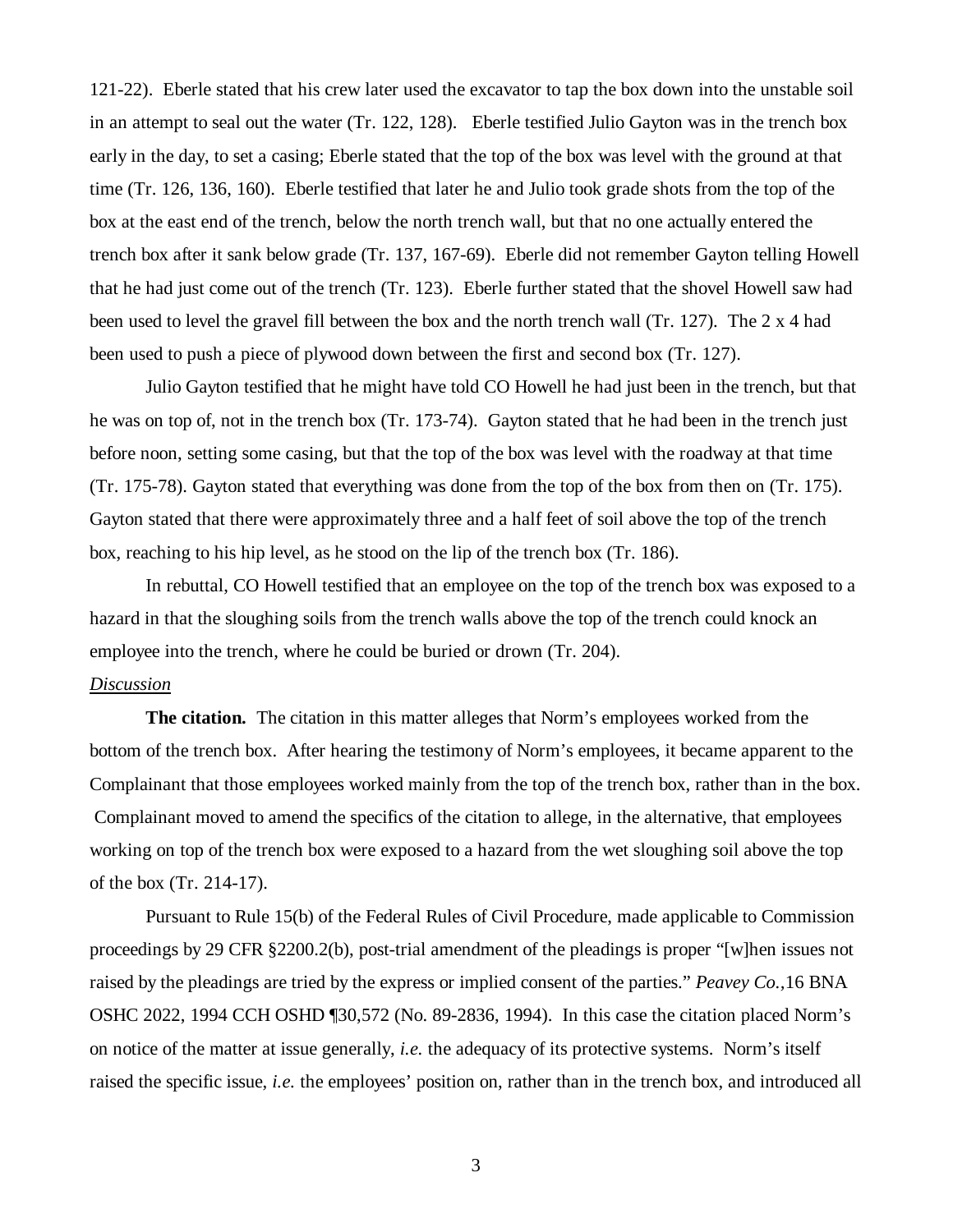121-22). Eberle stated that his crew later used the excavator to tap the box down into the unstable soil in an attempt to seal out the water (Tr. 122, 128). Eberle testified Julio Gayton was in the trench box early in the day, to set a casing; Eberle stated that the top of the box was level with the ground at that time (Tr. 126, 136, 160). Eberle testified that later he and Julio took grade shots from the top of the box at the east end of the trench, below the north trench wall, but that no one actually entered the trench box after it sank below grade (Tr. 137, 167-69). Eberle did not remember Gayton telling Howell that he had just come out of the trench (Tr. 123). Eberle further stated that the shovel Howell saw had been used to level the gravel fill between the box and the north trench wall (Tr. 127). The 2 x 4 had been used to push a piece of plywood down between the first and second box (Tr. 127).

Julio Gayton testified that he might have told CO Howell he had just been in the trench, but that he was on top of, not in the trench box (Tr. 173-74). Gayton stated that he had been in the trench just before noon, setting some casing, but that the top of the box was level with the roadway at that time (Tr. 175-78). Gayton stated that everything was done from the top of the box from then on (Tr. 175). Gayton stated that there were approximately three and a half feet of soil above the top of the trench box, reaching to his hip level, as he stood on the lip of the trench box (Tr. 186).

In rebuttal, CO Howell testified that an employee on the top of the trench box was exposed to a hazard in that the sloughing soils from the trench walls above the top of the trench could knock an employee into the trench, where he could be buried or drown (Tr. 204).

## *Discussion*

**The citation.** The citation in this matter alleges that Norm's employees worked from the bottom of the trench box. After hearing the testimony of Norm's employees, it became apparent to the Complainant that those employees worked mainly from the top of the trench box, rather than in the box. Complainant moved to amend the specifics of the citation to allege, in the alternative, that employees working on top of the trench box were exposed to a hazard from the wet sloughing soil above the top of the box (Tr. 214-17).

Pursuant to Rule 15(b) of the Federal Rules of Civil Procedure, made applicable to Commission proceedings by 29 CFR §2200.2(b), post-trial amendment of the pleadings is proper "[w]hen issues not raised by the pleadings are tried by the express or implied consent of the parties." *Peavey Co.*,16 BNA OSHC 2022, 1994 CCH OSHD ¶30,572 (No. 89-2836, 1994). In this case the citation placed Norm's on notice of the matter at issue generally, *i.e.* the adequacy of its protective systems. Norm's itself raised the specific issue, *i.e.* the employees' position on, rather than in the trench box, and introduced all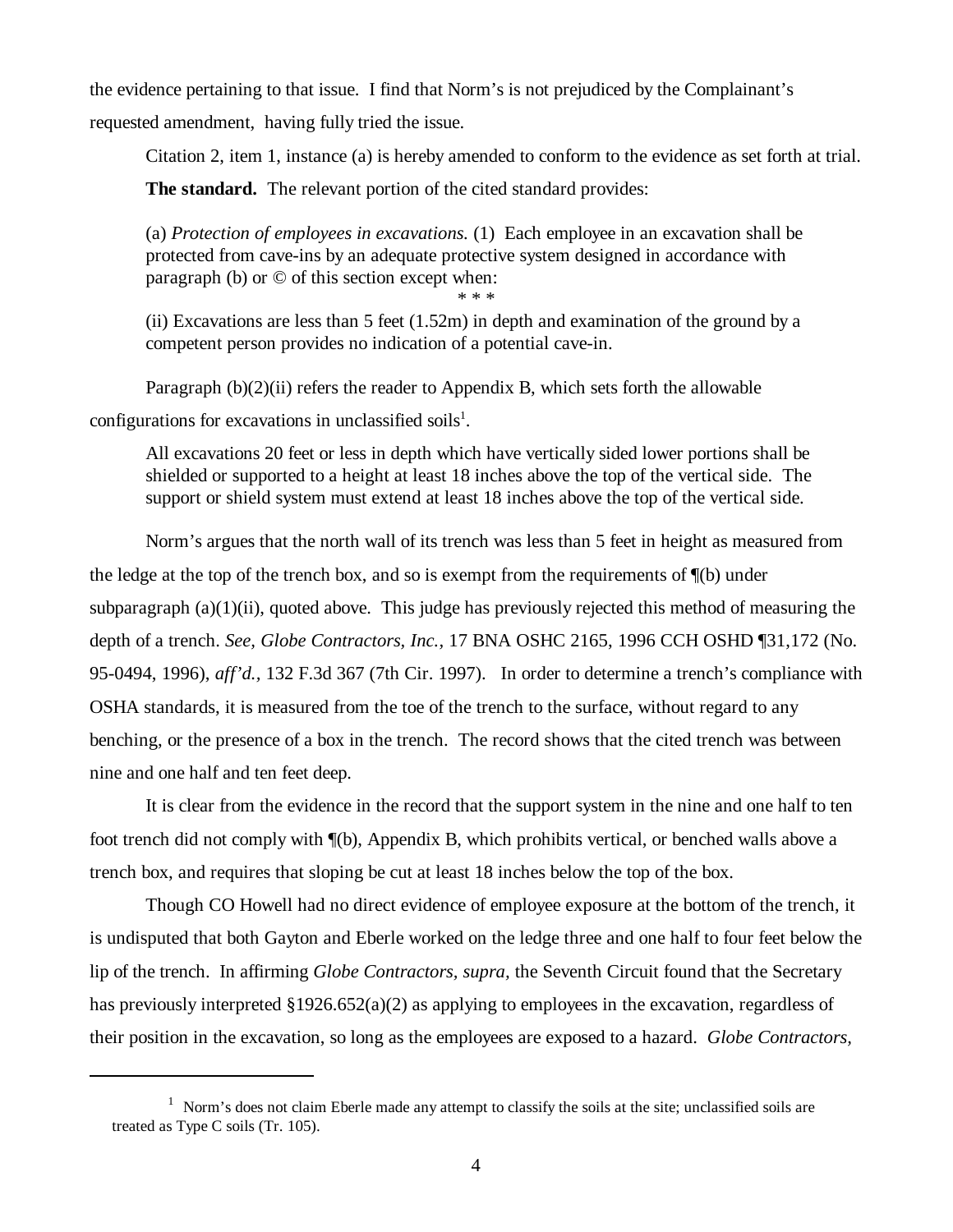the evidence pertaining to that issue. I find that Norm's is not prejudiced by the Complainant's requested amendment, having fully tried the issue.

Citation 2, item 1, instance (a) is hereby amended to conform to the evidence as set forth at trial.

**The standard.** The relevant portion of the cited standard provides:

> (a) *Protection of employees in excavations.* (1) Each employee in an excavation shall be protected from cave-ins by an adequate protective system designed in accordance with paragraph (b) or © of this section except when:
>
> \* \* \*
>
> (ii) Excavations are less than 5 feet (1.52m) in depth and examination of the ground by a competent person provides no indication of a potential cave-in.

Paragraph (b)(2)(ii) refers the reader to Appendix B, which sets forth the allowable configurations for excavations in unclassified soils[1].

> All excavations 20 feet or less in depth which have vertically sided lower portions shall be shielded or supported to a height at least 18 inches above the top of the vertical side. The support or shield system must extend at least 18 inches above the top of the vertical side.

Norm's argues that the north wall of its trench was less than 5 feet in height as measured from the ledge at the top of the trench box, and so is exempt from the requirements of ¶(b) under subparagraph (a)(1)(ii), quoted above. This judge has previously rejected this method of measuring the depth of a trench. *See, Globe Contractors, Inc.,* 17 BNA OSHC 2165, 1996 CCH OSHD ¶31,172 (No. 95-0494, 1996), *aff'd.,* 132 F.3d 367 (7th Cir. 1997). In order to determine a trench's compliance with OSHA standards, it is measured from the toe of the trench to the surface, without regard to any benching, or the presence of a box in the trench. The record shows that the cited trench was between nine and one half and ten feet deep.

It is clear from the evidence in the record that the support system in the nine and one half to ten foot trench did not comply with ¶(b), Appendix B, which prohibits vertical, or benched walls above a trench box, and requires that sloping be cut at least 18 inches below the top of the box.

Though CO Howell had no direct evidence of employee exposure at the bottom of the trench, it is undisputed that both Gayton and Eberle worked on the ledge three and one half to four feet below the lip of the trench. In affirming *Globe Contractors, supra,* the Seventh Circuit found that the Secretary has previously interpreted §1926.652(a)(2) as applying to employees in the excavation, regardless of their position in the excavation, so long as the employees are exposed to a hazard. *Globe Contractors,*

---

[1] Norm's does not claim Eberle made any attempt to classify the soils at the site; unclassified soils are treated as Type C soils (Tr. 105).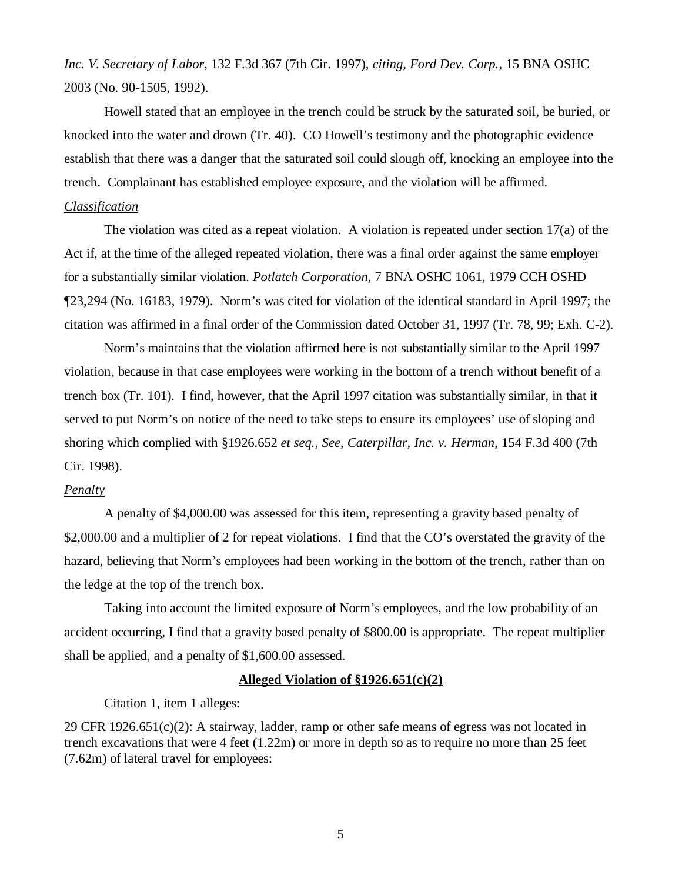*Inc. V. Secretary of Labor*, 132 F.3d 367 (7th Cir. 1997), *citing, Ford Dev. Corp.*, 15 BNA OSHC 2003 (No. 90-1505, 1992).

Howell stated that an employee in the trench could be struck by the saturated soil, be buried, or knocked into the water and drown (Tr. 40). CO Howell's testimony and the photographic evidence establish that there was a danger that the saturated soil could slough off, knocking an employee into the trench. Complainant has established employee exposure, and the violation will be affirmed.

*Classification*

The violation was cited as a repeat violation. A violation is repeated under section 17(a) of the Act if, at the time of the alleged repeated violation, there was a final order against the same employer for a substantially similar violation. *Potlatch Corporation,* 7 BNA OSHC 1061, 1979 CCH OSHD ¶23,294 (No. 16183, 1979). Norm's was cited for violation of the identical standard in April 1997; the citation was affirmed in a final order of the Commission dated October 31, 1997 (Tr. 78, 99; Exh. C-2).

Norm's maintains that the violation affirmed here is not substantially similar to the April 1997 violation, because in that case employees were working in the bottom of a trench without benefit of a trench box (Tr. 101). I find, however, that the April 1997 citation was substantially similar, in that it served to put Norm's on notice of the need to take steps to ensure its employees' use of sloping and shoring which complied with §1926.652 *et seq.*, *See, Caterpillar, Inc. v. Herman*, 154 F.3d 400 (7th Cir. 1998).

*Penalty*

A penalty of $4,000.00 was assessed for this item, representing a gravity based penalty of $2,000.00 and a multiplier of 2 for repeat violations. I find that the CO's overstated the gravity of the hazard, believing that Norm's employees had been working in the bottom of the trench, rather than on the ledge at the top of the trench box.

Taking into account the limited exposure of Norm's employees, and the low probability of an accident occurring, I find that a gravity based penalty of $800.00 is appropriate. The repeat multiplier shall be applied, and a penalty of $1,600.00 assessed.

**Alleged Violation of §1926.651(c)(2)**

Citation 1, item 1 alleges:

29 CFR 1926.651(c)(2): A stairway, ladder, ramp or other safe means of egress was not located in trench excavations that were 4 feet (1.22m) or more in depth so as to require no more than 25 feet (7.62m) of lateral travel for employees: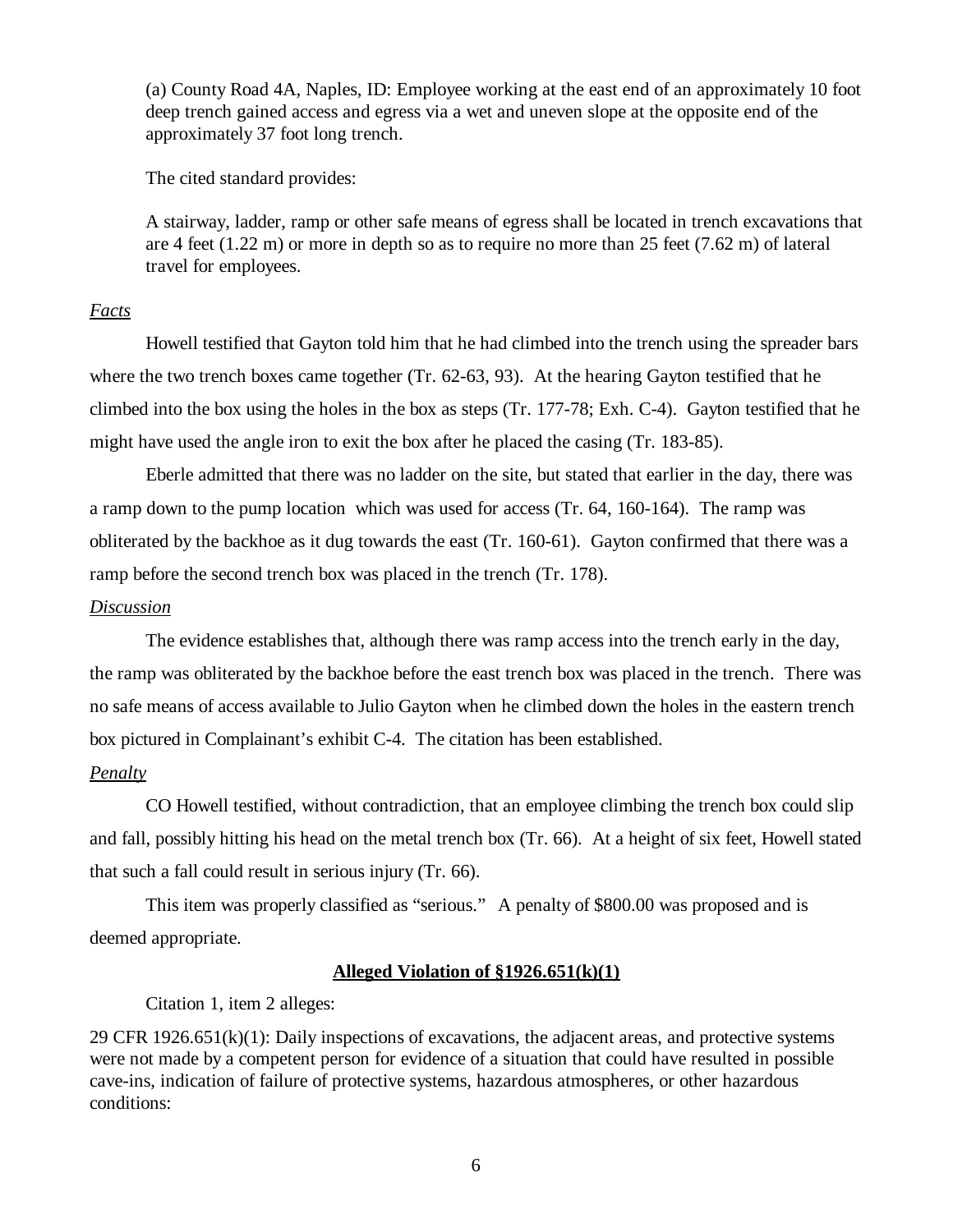(a) County Road 4A, Naples, ID: Employee working at the east end of an approximately 10 foot deep trench gained access and egress via a wet and uneven slope at the opposite end of the approximately 37 foot long trench.

The cited standard provides:

A stairway, ladder, ramp or other safe means of egress shall be located in trench excavations that are 4 feet (1.22 m) or more in depth so as to require no more than 25 feet (7.62 m) of lateral travel for employees.

*Facts*

Howell testified that Gayton told him that he had climbed into the trench using the spreader bars where the two trench boxes came together (Tr. 62-63, 93). At the hearing Gayton testified that he climbed into the box using the holes in the box as steps (Tr. 177-78; Exh. C-4). Gayton testified that he might have used the angle iron to exit the box after he placed the casing (Tr. 183-85).

Eberle admitted that there was no ladder on the site, but stated that earlier in the day, there was a ramp down to the pump location which was used for access (Tr. 64, 160-164). The ramp was obliterated by the backhoe as it dug towards the east (Tr. 160-61). Gayton confirmed that there was a ramp before the second trench box was placed in the trench (Tr. 178).

*Discussion*

The evidence establishes that, although there was ramp access into the trench early in the day, the ramp was obliterated by the backhoe before the east trench box was placed in the trench. There was no safe means of access available to Julio Gayton when he climbed down the holes in the eastern trench box pictured in Complainant's exhibit C-4. The citation has been established.

*Penalty*

CO Howell testified, without contradiction, that an employee climbing the trench box could slip and fall, possibly hitting his head on the metal trench box (Tr. 66). At a height of six feet, Howell stated that such a fall could result in serious injury (Tr. 66).

This item was properly classified as "serious." A penalty of $800.00 was proposed and is deemed appropriate.

**Alleged Violation of §1926.651(k)(1)**

Citation 1, item 2 alleges:

29 CFR 1926.651(k)(1): Daily inspections of excavations, the adjacent areas, and protective systems were not made by a competent person for evidence of a situation that could have resulted in possible cave-ins, indication of failure of protective systems, hazardous atmospheres, or other hazardous conditions: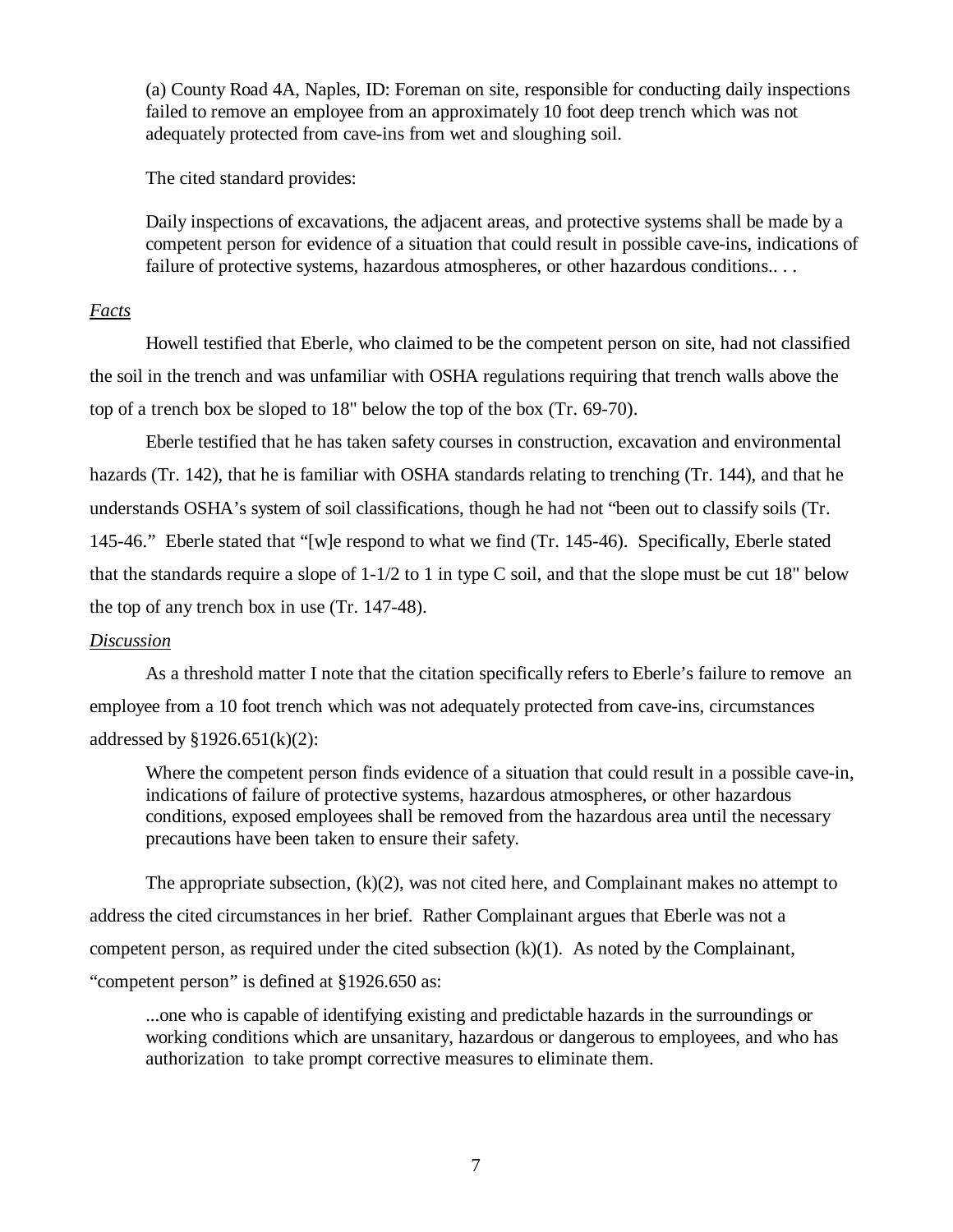> (a) County Road 4A, Naples, ID: Foreman on site, responsible for conducting daily inspections failed to remove an employee from an approximately 10 foot deep trench which was not adequately protected from cave-ins from wet and sloughing soil.
>
> The cited standard provides:
>
> Daily inspections of excavations, the adjacent areas, and protective systems shall be made by a competent person for evidence of a situation that could result in possible cave-ins, indications of failure of protective systems, hazardous atmospheres, or other hazardous conditions.. . .

*Facts*

Howell testified that Eberle, who claimed to be the competent person on site, had not classified the soil in the trench and was unfamiliar with OSHA regulations requiring that trench walls above the top of a trench box be sloped to 18" below the top of the box (Tr. 69-70).

Eberle testified that he has taken safety courses in construction, excavation and environmental hazards (Tr. 142), that he is familiar with OSHA standards relating to trenching (Tr. 144), and that he understands OSHA's system of soil classifications, though he had not "been out to classify soils (Tr. 145-46." Eberle stated that "[w]e respond to what we find (Tr. 145-46). Specifically, Eberle stated that the standards require a slope of 1-1/2 to 1 in type C soil, and that the slope must be cut 18" below the top of any trench box in use (Tr. 147-48).

*Discussion*

As a threshold matter I note that the citation specifically refers to Eberle's failure to remove an employee from a 10 foot trench which was not adequately protected from cave-ins, circumstances addressed by §1926.651(k)(2):

> Where the competent person finds evidence of a situation that could result in a possible cave-in, indications of failure of protective systems, hazardous atmospheres, or other hazardous conditions, exposed employees shall be removed from the hazardous area until the necessary precautions have been taken to ensure their safety.

The appropriate subsection, (k)(2), was not cited here, and Complainant makes no attempt to address the cited circumstances in her brief. Rather Complainant argues that Eberle was not a competent person, as required under the cited subsection (k)(1). As noted by the Complainant, "competent person" is defined at §1926.650 as:

> ...one who is capable of identifying existing and predictable hazards in the surroundings or working conditions which are unsanitary, hazardous or dangerous to employees, and who has authorization to take prompt corrective measures to eliminate them.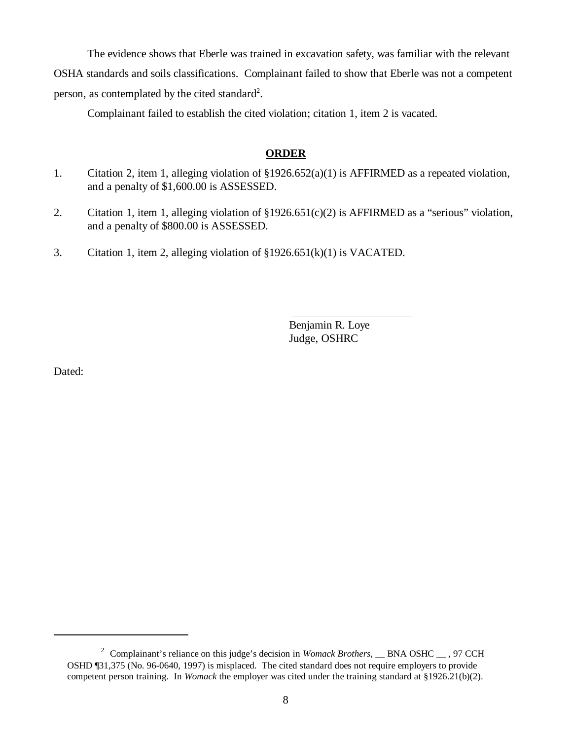The evidence shows that Eberle was trained in excavation safety, was familiar with the relevant OSHA standards and soils classifications. Complainant failed to show that Eberle was not a competent person, as contemplated by the cited standard[2].

Complainant failed to establish the cited violation; citation 1, item 2 is vacated.

## ORDER

1. Citation 2, item 1, alleging violation of §1926.652(a)(1) is AFFIRMED as a repeated violation, and a penalty of $1,600.00 is ASSESSED.

2. Citation 1, item 1, alleging violation of §1926.651(c)(2) is AFFIRMED as a "serious" violation, and a penalty of $800.00 is ASSESSED.

3. Citation 1, item 2, alleging violation of §1926.651(k)(1) is VACATED.

Benjamin R. Loye
Judge, OSHRC

Dated:

---

[2] Complainant's reliance on this judge's decision in *Womack Brothers*, __ BNA OSHC __ , 97 CCH OSHD ¶31,375 (No. 96-0640, 1997) is misplaced. The cited standard does not require employers to provide competent person training. In *Womack* the employer was cited under the training standard at §1926.21(b)(2).